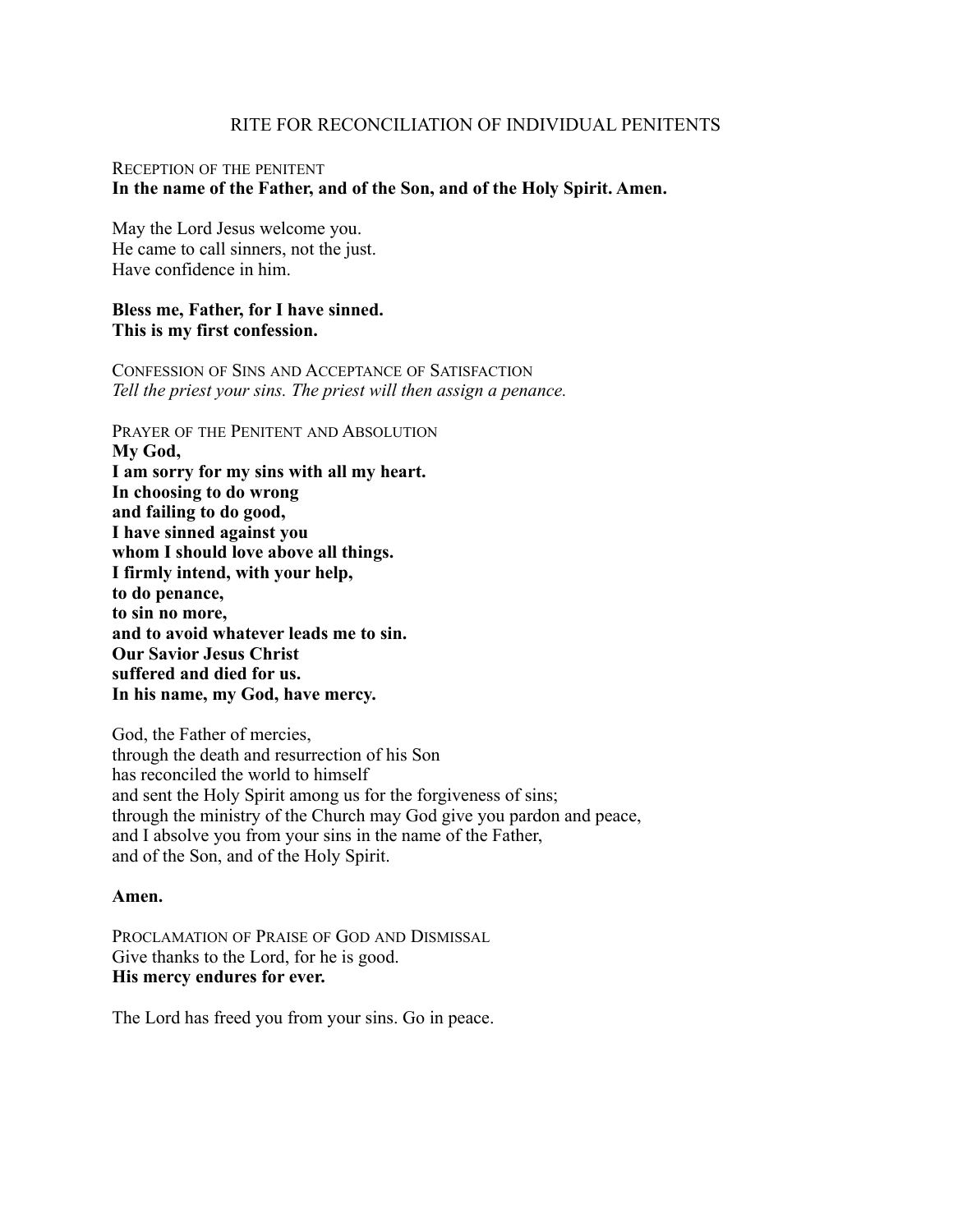# RITE FOR RECONCILIATION OF INDIVIDUAL PENITENTS

## Reception of the penitent

**In the name of the Father, and of the Son, and of the Holy Spirit. Amen.**

May the Lord Jesus welcome you.
He came to call sinners, not the just.
Have confidence in him.

**Bless me, Father, for I have sinned.**
**This is my first confession.**

## Confession of Sins and Acceptance of Satisfaction

*Tell the priest your sins. The priest will then assign a penance.*

## Prayer of the Penitent and Absolution

**My God,**
**I am sorry for my sins with all my heart.**
**In choosing to do wrong**
**and failing to do good,**
**I have sinned against you**
**whom I should love above all things.**
**I firmly intend, with your help,**
**to do penance,**
**to sin no more,**
**and to avoid whatever leads me to sin.**
**Our Savior Jesus Christ**
**suffered and died for us.**
**In his name, my God, have mercy.**

God, the Father of mercies,
through the death and resurrection of his Son
has reconciled the world to himself
and sent the Holy Spirit among us for the forgiveness of sins;
through the ministry of the Church may God give you pardon and peace,
and I absolve you from your sins in the name of the Father,
and of the Son, and of the Holy Spirit.

**Amen.**

## Proclamation of Praise of God and Dismissal

Give thanks to the Lord, for he is good.
**His mercy endures for ever.**

The Lord has freed you from your sins. Go in peace.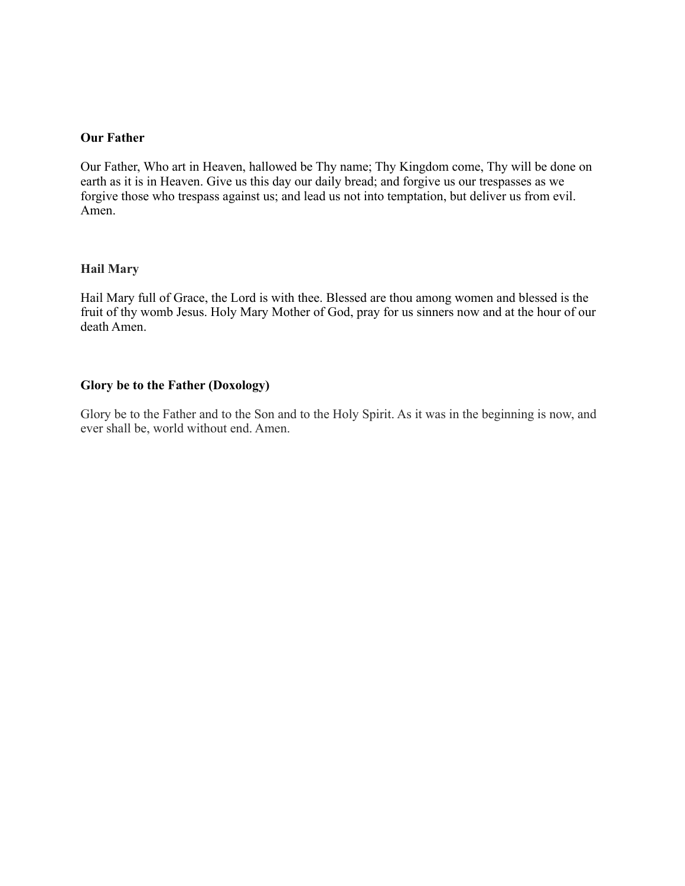**Our Father**

Our Father, Who art in Heaven, hallowed be Thy name; Thy Kingdom come, Thy will be done on earth as it is in Heaven. Give us this day our daily bread; and forgive us our trespasses as we forgive those who trespass against us; and lead us not into temptation, but deliver us from evil. Amen.

**Hail Mary**

Hail Mary full of Grace, the Lord is with thee. Blessed are thou among women and blessed is the fruit of thy womb Jesus. Holy Mary Mother of God, pray for us sinners now and at the hour of our death Amen.

**Glory be to the Father (Doxology)**

Glory be to the Father and to the Son and to the Holy Spirit. As it was in the beginning is now, and ever shall be, world without end. Amen.